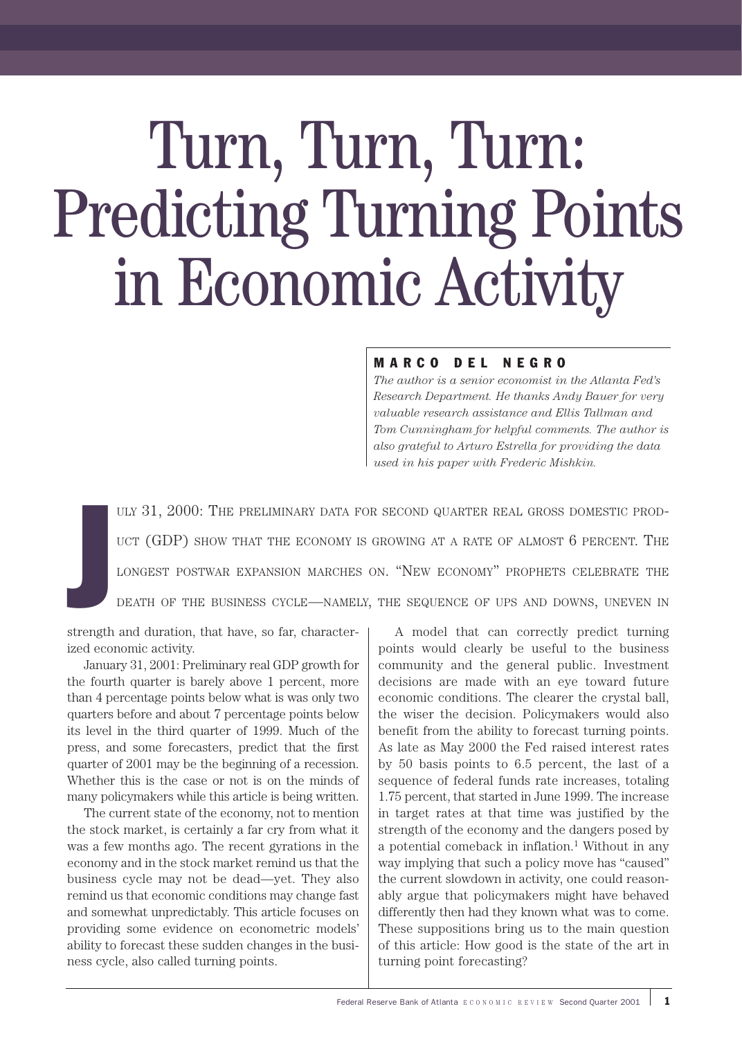# Turn, Turn, Turn: Predicting Turning Points in Economic Activity

**MARCO DEL NEGRO**

*The author is a senior economist in the Atlanta Fed's Research Department. He thanks Andy Bauer for very valuable research assistance and Ellis Tallman and Tom Cunningham for helpful comments. The author is also grateful to Arturo Estrella for providing the data used in his paper with Frederic Mishkin.*

JULY 31, 2000: THE PRELIMINARY DATA FOR SECOND QUARTER REAL GROSS DOMESTIC PRODUCT (GDP) SHOW THAT THE ECONOMY IS GROWING AT A RATE OF ALMOST 6 PERCENT. THE LONGEST POSTWAR EXPANSION MARCHES ON. "NEW ECONOMY" PROPHETS CELEBRATE THE DEATH OF THE BUSINESS CYCLE—NAMELY, THE SEQUENCE OF UPS AND DOWNS, UNEVEN IN strength and duration, that have, so far, characterized economic activity.

January 31, 2001: Preliminary real GDP growth for the fourth quarter is barely above 1 percent, more than 4 percentage points below what is was only two quarters before and about 7 percentage points below its level in the third quarter of 1999. Much of the press, and some forecasters, predict that the first quarter of 2001 may be the beginning of a recession. Whether this is the case or not is on the minds of many policymakers while this article is being written.

The current state of the economy, not to mention the stock market, is certainly a far cry from what it was a few months ago. The recent gyrations in the economy and in the stock market remind us that the business cycle may not be dead—yet. They also remind us that economic conditions may change fast and somewhat unpredictably. This article focuses on providing some evidence on econometric models' ability to forecast these sudden changes in the business cycle, also called turning points.

A model that can correctly predict turning points would clearly be useful to the business community and the general public. Investment decisions are made with an eye toward future economic conditions. The clearer the crystal ball, the wiser the decision. Policymakers would also benefit from the ability to forecast turning points. As late as May 2000 the Fed raised interest rates by 50 basis points to 6.5 percent, the last of a sequence of federal funds rate increases, totaling 1.75 percent, that started in June 1999. The increase in target rates at that time was justified by the strength of the economy and the dangers posed by a potential comeback in inflation.[1] Without in any way implying that such a policy move has "caused" the current slowdown in activity, one could reasonably argue that policymakers might have behaved differently then had they known what was to come. These suppositions bring us to the main question of this article: How good is the state of the art in turning point forecasting?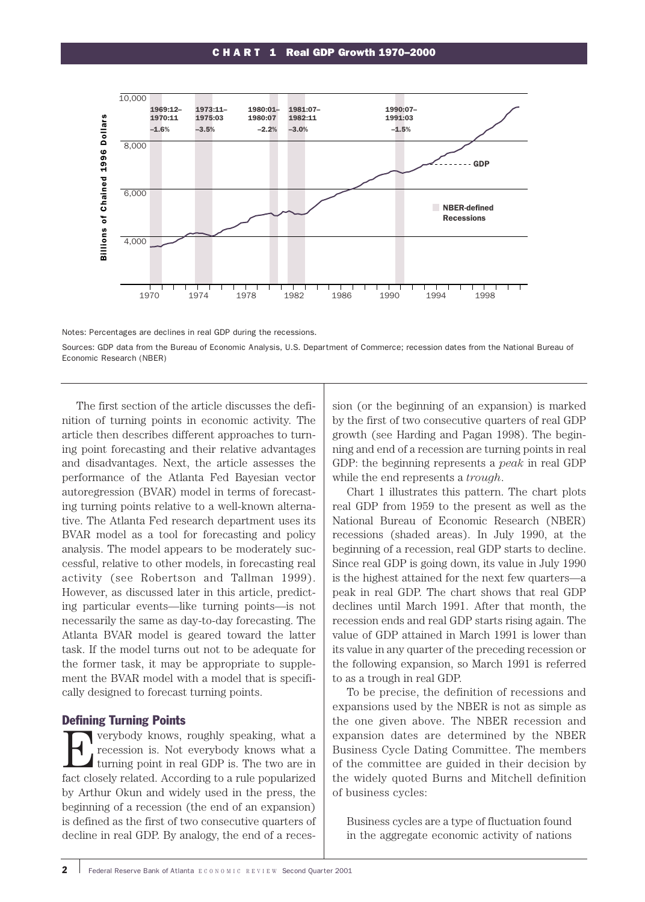**CHART 1 Real GDP Growth 1970–2000**

Billions of Chained 1996 Dollars

10,000
8,000
6,000
4,000

1969:12–1970:11 –1.6%
1973:11–1975:03 –3.5%
1980:01–1980:07 –2.2%
1981:07–1982:11 –3.0%
1990:07–1991:03 –1.5%

GDP

NBER-defined Recessions

1970 1974 1978 1982 1986 1990 1994 1998

Notes: Percentages are declines in real GDP during the recessions.

Sources: GDP data from the Bureau of Economic Analysis, U.S. Department of Commerce; recession dates from the National Bureau of Economic Research (NBER)

The first section of the article discusses the definition of turning points in economic activity. The article then describes different approaches to turning point forecasting and their relative advantages and disadvantages. Next, the article assesses the performance of the Atlanta Fed Bayesian vector autoregression (BVAR) model in terms of forecasting turning points relative to a well-known alternative. The Atlanta Fed research department uses its BVAR model as a tool for forecasting and policy analysis. The model appears to be moderately successful, relative to other models, in forecasting real activity (see Robertson and Tallman 1999). However, as discussed later in this article, predicting particular events—like turning points—is not necessarily the same as day-to-day forecasting. The Atlanta BVAR model is geared toward the latter task. If the model turns out not to be adequate for the former task, it may be appropriate to supplement the BVAR model with a model that is specifically designed to forecast turning points.

## Defining Turning Points

Everybody knows, roughly speaking, what a recession is. Not everybody knows what a turning point in real GDP is. The two are in fact closely related. According to a rule popularized by Arthur Okun and widely used in the press, the beginning of a recession (the end of an expansion) is defined as the first of two consecutive quarters of decline in real GDP. By analogy, the end of a recession (or the beginning of an expansion) is marked by the first of two consecutive quarters of real GDP growth (see Harding and Pagan 1998). The beginning and end of a recession are turning points in real GDP: the beginning represents a *peak* in real GDP while the end represents a *trough*.

Chart 1 illustrates this pattern. The chart plots real GDP from 1959 to the present as well as the National Bureau of Economic Research (NBER) recessions (shaded areas). In July 1990, at the beginning of a recession, real GDP starts to decline. Since real GDP is going down, its value in July 1990 is the highest attained for the next few quarters—a peak in real GDP. The chart shows that real GDP declines until March 1991. After that month, the recession ends and real GDP starts rising again. The value of GDP attained in March 1991 is lower than its value in any quarter of the preceding recession or the following expansion, so March 1991 is referred to as a trough in real GDP.

To be precise, the definition of recessions and expansions used by the NBER is not as simple as the one given above. The NBER recession and expansion dates are determined by the NBER Business Cycle Dating Committee. The members of the committee are guided in their decision by the widely quoted Burns and Mitchell definition of business cycles:

> Business cycles are a type of fluctuation found in the aggregate economic activity of nations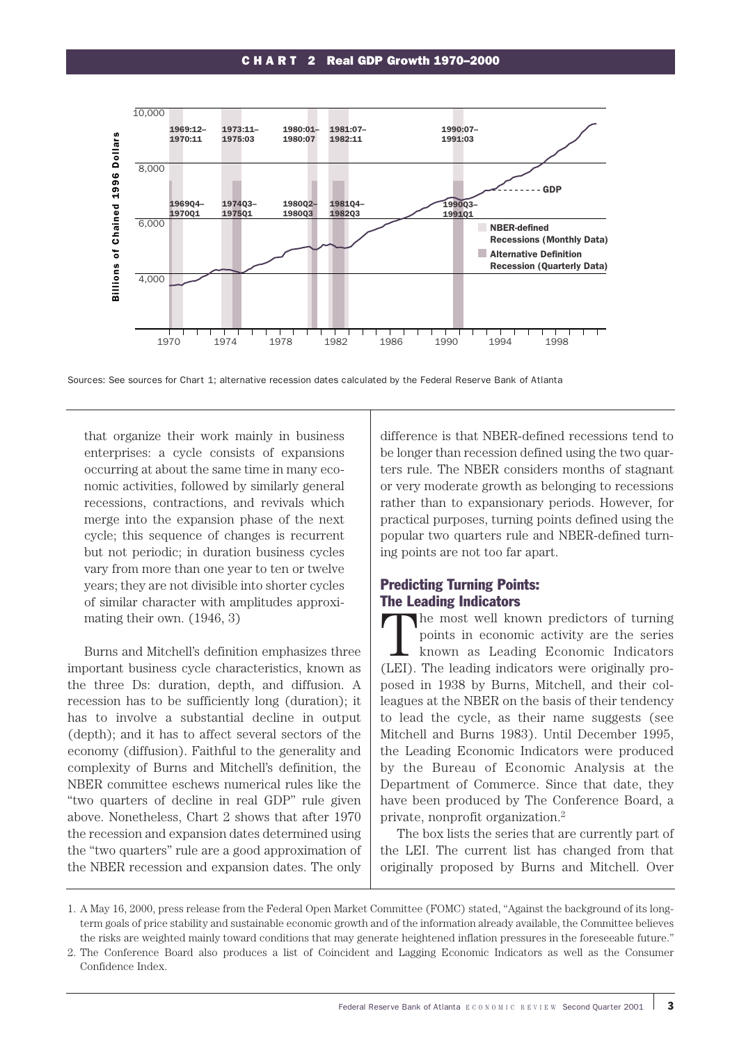**CHART 2 Real GDP Growth 1970–2000**

Billions of Chained 1996 Dollars

10,000
8,000
6,000
4,000

1970 1974 1978 1982 1986 1990 1994 1998

1969:12–1970:11
1973:11–1975:03
1980:01–1980:07
1981:07–1982:11
1990:07–1991:03

1969Q4–1970Q1
1974Q3–1975Q1
1980Q2–1980Q3
1981Q4–1982Q3
1990Q3–1991Q1

GDP

NBER-defined Recessions (Monthly Data)

Alternative Definition Recession (Quarterly Data)

Sources: See sources for Chart 1; alternative recession dates calculated by the Federal Reserve Bank of Atlanta

> that organize their work mainly in business enterprises: a cycle consists of expansions occurring at about the same time in many economic activities, followed by similarly general recessions, contractions, and revivals which merge into the expansion phase of the next cycle; this sequence of changes is recurrent but not periodic; in duration business cycles vary from more than one year to ten or twelve years; they are not divisible into shorter cycles of similar character with amplitudes approximating their own. (1946, 3)

Burns and Mitchell's definition emphasizes three important business cycle characteristics, known as the three Ds: duration, depth, and diffusion. A recession has to be sufficiently long (duration); it has to involve a substantial decline in output (depth); and it has to affect several sectors of the economy (diffusion). Faithful to the generality and complexity of Burns and Mitchell's definition, the NBER committee eschews numerical rules like the "two quarters of decline in real GDP" rule given above. Nonetheless, Chart 2 shows that after 1970 the recession and expansion dates determined using the "two quarters" rule are a good approximation of the NBER recession and expansion dates. The only difference is that NBER-defined recessions tend to be longer than recession defined using the two quarters rule. The NBER considers months of stagnant or very moderate growth as belonging to recessions rather than to expansionary periods. However, for practical purposes, turning points defined using the popular two quarters rule and NBER-defined turning points are not too far apart.

## Predicting Turning Points: The Leading Indicators

The most well known predictors of turning points in economic activity are the series known as Leading Economic Indicators (LEI). The leading indicators were originally proposed in 1938 by Burns, Mitchell, and their colleagues at the NBER on the basis of their tendency to lead the cycle, as their name suggests (see Mitchell and Burns 1983). Until December 1995, the Leading Economic Indicators were produced by the Bureau of Economic Analysis at the Department of Commerce. Since that date, they have been produced by The Conference Board, a private, nonprofit organization.[2]

The box lists the series that are currently part of the LEI. The current list has changed from that originally proposed by Burns and Mitchell. Over

1. A May 16, 2000, press release from the Federal Open Market Committee (FOMC) stated, "Against the background of its long-term goals of price stability and sustainable economic growth and of the information already available, the Committee believes the risks are weighted mainly toward conditions that may generate heightened inflation pressures in the foreseeable future."

2. The Conference Board also produces a list of Coincident and Lagging Economic Indicators as well as the Consumer Confidence Index.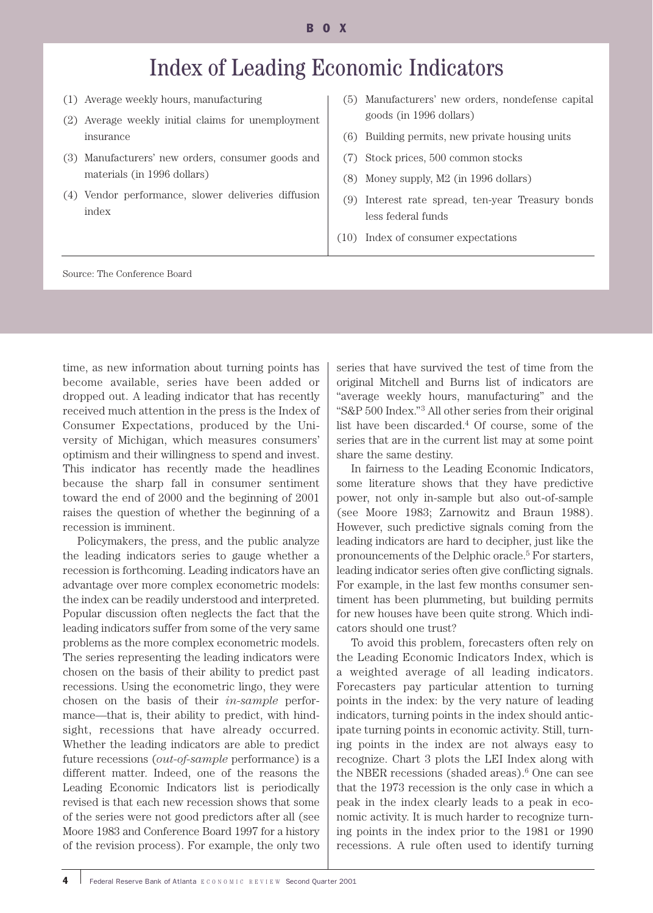BOX

## Index of Leading Economic Indicators

(1) Average weekly hours, manufacturing

(2) Average weekly initial claims for unemployment insurance

(3) Manufacturers' new orders, consumer goods and materials (in 1996 dollars)

(4) Vendor performance, slower deliveries diffusion index

(5) Manufacturers' new orders, nondefense capital goods (in 1996 dollars)

(6) Building permits, new private housing units

(7) Stock prices, 500 common stocks

(8) Money supply, M2 (in 1996 dollars)

(9) Interest rate spread, ten-year Treasury bonds less federal funds

(10) Index of consumer expectations

Source: The Conference Board

time, as new information about turning points has become available, series have been added or dropped out. A leading indicator that has recently received much attention in the press is the Index of Consumer Expectations, produced by the University of Michigan, which measures consumers' optimism and their willingness to spend and invest. This indicator has recently made the headlines because the sharp fall in consumer sentiment toward the end of 2000 and the beginning of 2001 raises the question of whether the beginning of a recession is imminent.

Policymakers, the press, and the public analyze the leading indicators series to gauge whether a recession is forthcoming. Leading indicators have an advantage over more complex econometric models: the index can be readily understood and interpreted. Popular discussion often neglects the fact that the leading indicators suffer from some of the very same problems as the more complex econometric models. The series representing the leading indicators were chosen on the basis of their ability to predict past recessions. Using the econometric lingo, they were chosen on the basis of their *in-sample* performance—that is, their ability to predict, with hindsight, recessions that have already occurred. Whether the leading indicators are able to predict future recessions (*out-of-sample* performance) is a different matter. Indeed, one of the reasons the Leading Economic Indicators list is periodically revised is that each new recession shows that some of the series were not good predictors after all (see Moore 1983 and Conference Board 1997 for a history of the revision process). For example, the only two series that have survived the test of time from the original Mitchell and Burns list of indicators are "average weekly hours, manufacturing" and the "S&P 500 Index."[3] All other series from their original list have been discarded.[4] Of course, some of the series that are in the current list may at some point share the same destiny.

In fairness to the Leading Economic Indicators, some literature shows that they have predictive power, not only in-sample but also out-of-sample (see Moore 1983; Zarnowitz and Braun 1988). However, such predictive signals coming from the leading indicators are hard to decipher, just like the pronouncements of the Delphic oracle.[5] For starters, leading indicator series often give conflicting signals. For example, in the last few months consumer sentiment has been plummeting, but building permits for new houses have been quite strong. Which indicators should one trust?

To avoid this problem, forecasters often rely on the Leading Economic Indicators Index, which is a weighted average of all leading indicators. Forecasters pay particular attention to turning points in the index: by the very nature of leading indicators, turning points in the index should anticipate turning points in economic activity. Still, turning points in the index are not always easy to recognize. Chart 3 plots the LEI Index along with the NBER recessions (shaded areas).[6] One can see that the 1973 recession is the only case in which a peak in the index clearly leads to a peak in economic activity. It is much harder to recognize turning points in the index prior to the 1981 or 1990 recessions. A rule often used to identify turning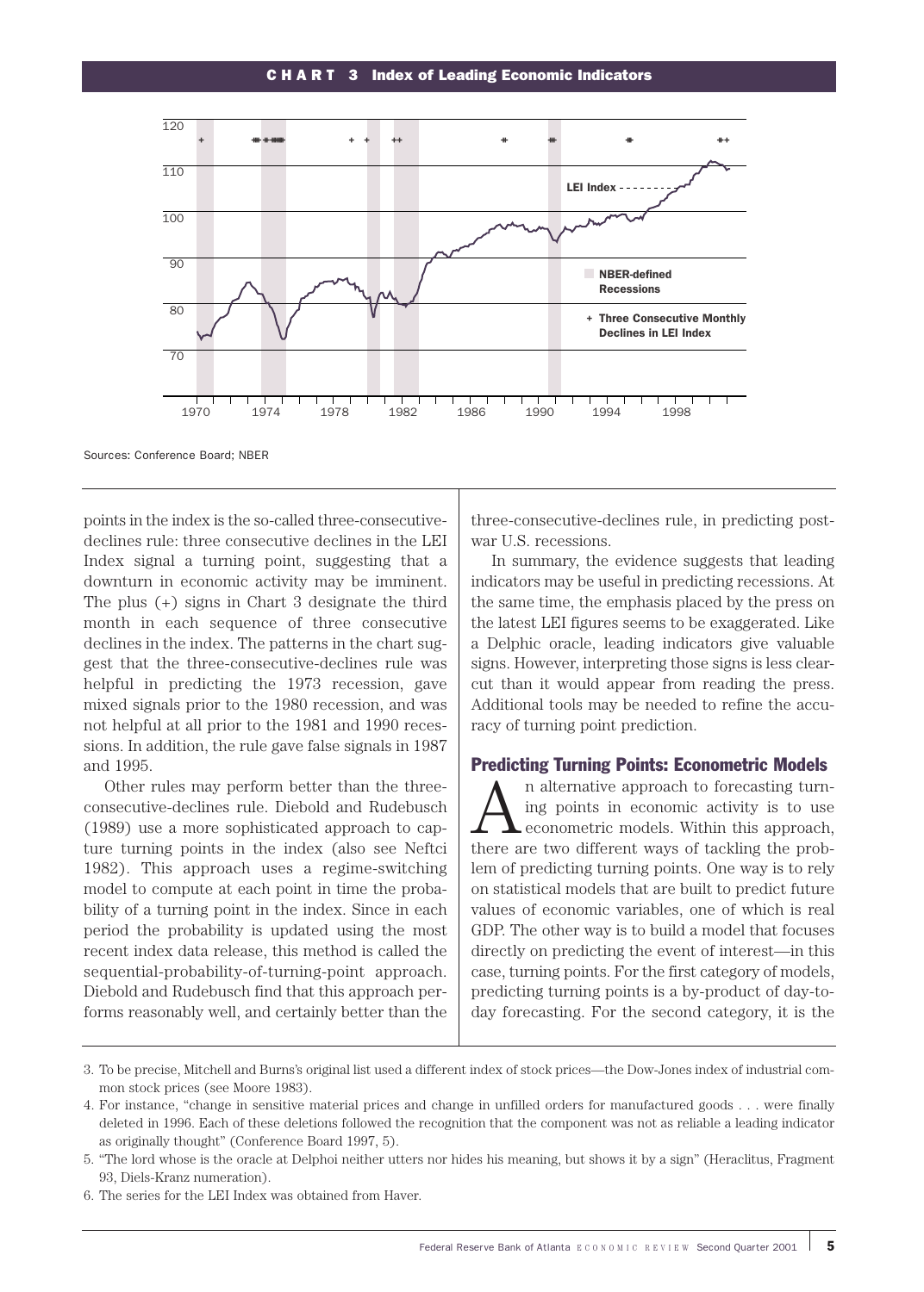**CHART 3 Index of Leading Economic Indicators**

120
110
100
90
80
70

1970 1974 1978 1982 1986 1990 1994 1998

LEI Index

NBER-defined Recessions

+ Three Consecutive Monthly Declines in LEI Index

Sources: Conference Board; NBER

points in the index is the so-called three-consecutive-declines rule: three consecutive declines in the LEI Index signal a turning point, suggesting that a downturn in economic activity may be imminent. The plus (+) signs in Chart 3 designate the third month in each sequence of three consecutive declines in the index. The patterns in the chart suggest that the three-consecutive-declines rule was helpful in predicting the 1973 recession, gave mixed signals prior to the 1980 recession, and was not helpful at all prior to the 1981 and 1990 recessions. In addition, the rule gave false signals in 1987 and 1995.

Other rules may perform better than the three-consecutive-declines rule. Diebold and Rudebusch (1989) use a more sophisticated approach to capture turning points in the index (also see Neftci 1982). This approach uses a regime-switching model to compute at each point in time the probability of a turning point in the index. Since in each period the probability is updated using the most recent index data release, this method is called the sequential-probability-of-turning-point approach. Diebold and Rudebusch find that this approach performs reasonably well, and certainly better than the three-consecutive-declines rule, in predicting postwar U.S. recessions.

In summary, the evidence suggests that leading indicators may be useful in predicting recessions. At the same time, the emphasis placed by the press on the latest LEI figures seems to be exaggerated. Like a Delphic oracle, leading indicators give valuable signs. However, interpreting those signs is less clear-cut than it would appear from reading the press. Additional tools may be needed to refine the accuracy of turning point prediction.

## Predicting Turning Points: Econometric Models

An alternative approach to forecasting turning points in economic activity is to use econometric models. Within this approach, there are two different ways of tackling the problem of predicting turning points. One way is to rely on statistical models that are built to predict future values of economic variables, one of which is real GDP. The other way is to build a model that focuses directly on predicting the event of interest—in this case, turning points. For the first category of models, predicting turning points is a by-product of day-to-day forecasting. For the second category, it is the

3. To be precise, Mitchell and Burns's original list used a different index of stock prices—the Dow-Jones index of industrial common stock prices (see Moore 1983).

4. For instance, "change in sensitive material prices and change in unfilled orders for manufactured goods . . . were finally deleted in 1996. Each of these deletions followed the recognition that the component was not as reliable a leading indicator as originally thought" (Conference Board 1997, 5).

5. "The lord whose is the oracle at Delphoi neither utters nor hides his meaning, but shows it by a sign" (Heraclitus, Fragment 93, Diels-Kranz numeration).

6. The series for the LEI Index was obtained from Haver.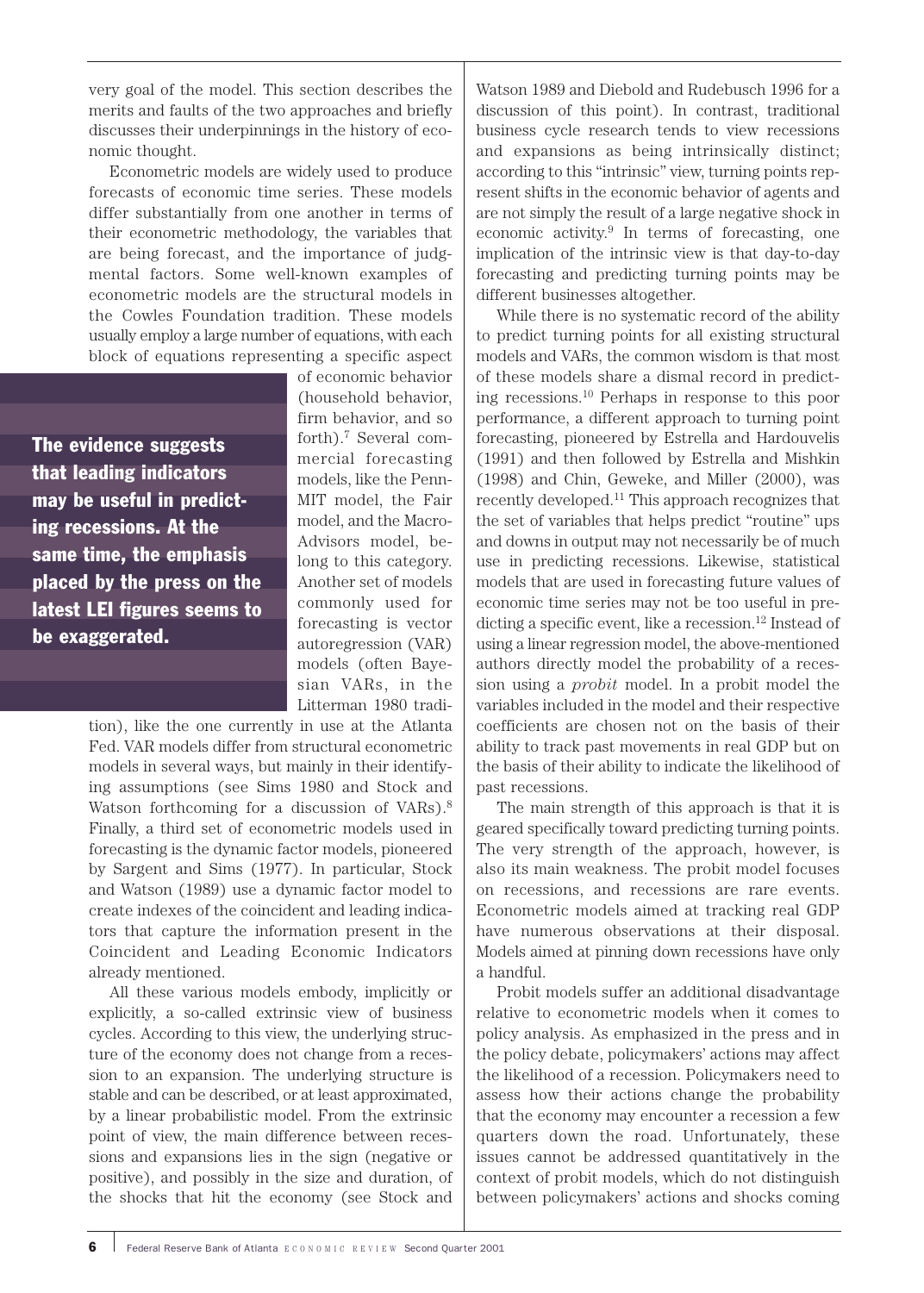very goal of the model. This section describes the merits and faults of the two approaches and briefly discusses their underpinnings in the history of economic thought.

Econometric models are widely used to produce forecasts of economic time series. These models differ substantially from one another in terms of their econometric methodology, the variables that are being forecast, and the importance of judgmental factors. Some well-known examples of econometric models are the structural models in the Cowles Foundation tradition. These models usually employ a large number of equations, with each block of equations representing a specific aspect of economic behavior (household behavior, firm behavior, and so forth).[7] Several commercial forecasting models, like the Penn-MIT model, the Fair model, and the Macro-Advisors model, belong to this category. Another set of models commonly used for forecasting is vector autoregression (VAR) models (often Bayesian VARs, in the Litterman 1980 tradition), like the one currently in use at the Atlanta Fed. VAR models differ from structural econometric models in several ways, but mainly in their identifying assumptions (see Sims 1980 and Stock and Watson forthcoming for a discussion of VARs).[8] Finally, a third set of econometric models used in forecasting is the dynamic factor models, pioneered by Sargent and Sims (1977). In particular, Stock and Watson (1989) use a dynamic factor model to create indexes of the coincident and leading indicators that capture the information present in the Coincident and Leading Economic Indicators already mentioned.

**The evidence suggests that leading indicators may be useful in predicting recessions. At the same time, the emphasis placed by the press on the latest LEI figures seems to be exaggerated.**

All these various models embody, implicitly or explicitly, a so-called extrinsic view of business cycles. According to this view, the underlying structure of the economy does not change from a recession to an expansion. The underlying structure is stable and can be described, or at least approximated, by a linear probabilistic model. From the extrinsic point of view, the main difference between recessions and expansions lies in the sign (negative or positive), and possibly in the size and duration, of the shocks that hit the economy (see Stock and Watson 1989 and Diebold and Rudebusch 1996 for a discussion of this point). In contrast, traditional business cycle research tends to view recessions and expansions as being intrinsically distinct; according to this "intrinsic" view, turning points represent shifts in the economic behavior of agents and are not simply the result of a large negative shock in economic activity.[9] In terms of forecasting, one implication of the intrinsic view is that day-to-day forecasting and predicting turning points may be different businesses altogether.

While there is no systematic record of the ability to predict turning points for all existing structural models and VARs, the common wisdom is that most of these models share a dismal record in predicting recessions.[10] Perhaps in response to this poor performance, a different approach to turning point forecasting, pioneered by Estrella and Hardouvelis (1991) and then followed by Estrella and Mishkin (1998) and Chin, Geweke, and Miller (2000), was recently developed.[11] This approach recognizes that the set of variables that helps predict "routine" ups and downs in output may not necessarily be of much use in predicting recessions. Likewise, statistical models that are used in forecasting future values of economic time series may not be too useful in predicting a specific event, like a recession.[12] Instead of using a linear regression model, the above-mentioned authors directly model the probability of a recession using a *probit* model. In a probit model the variables included in the model and their respective coefficients are chosen not on the basis of their ability to track past movements in real GDP but on the basis of their ability to indicate the likelihood of past recessions.

The main strength of this approach is that it is geared specifically toward predicting turning points. The very strength of the approach, however, is also its main weakness. The probit model focuses on recessions, and recessions are rare events. Econometric models aimed at tracking real GDP have numerous observations at their disposal. Models aimed at pinning down recessions have only a handful.

Probit models suffer an additional disadvantage relative to econometric models when it comes to policy analysis. As emphasized in the press and in the policy debate, policymakers' actions may affect the likelihood of a recession. Policymakers need to assess how their actions change the probability that the economy may encounter a recession a few quarters down the road. Unfortunately, these issues cannot be addressed quantitatively in the context of probit models, which do not distinguish between policymakers' actions and shocks coming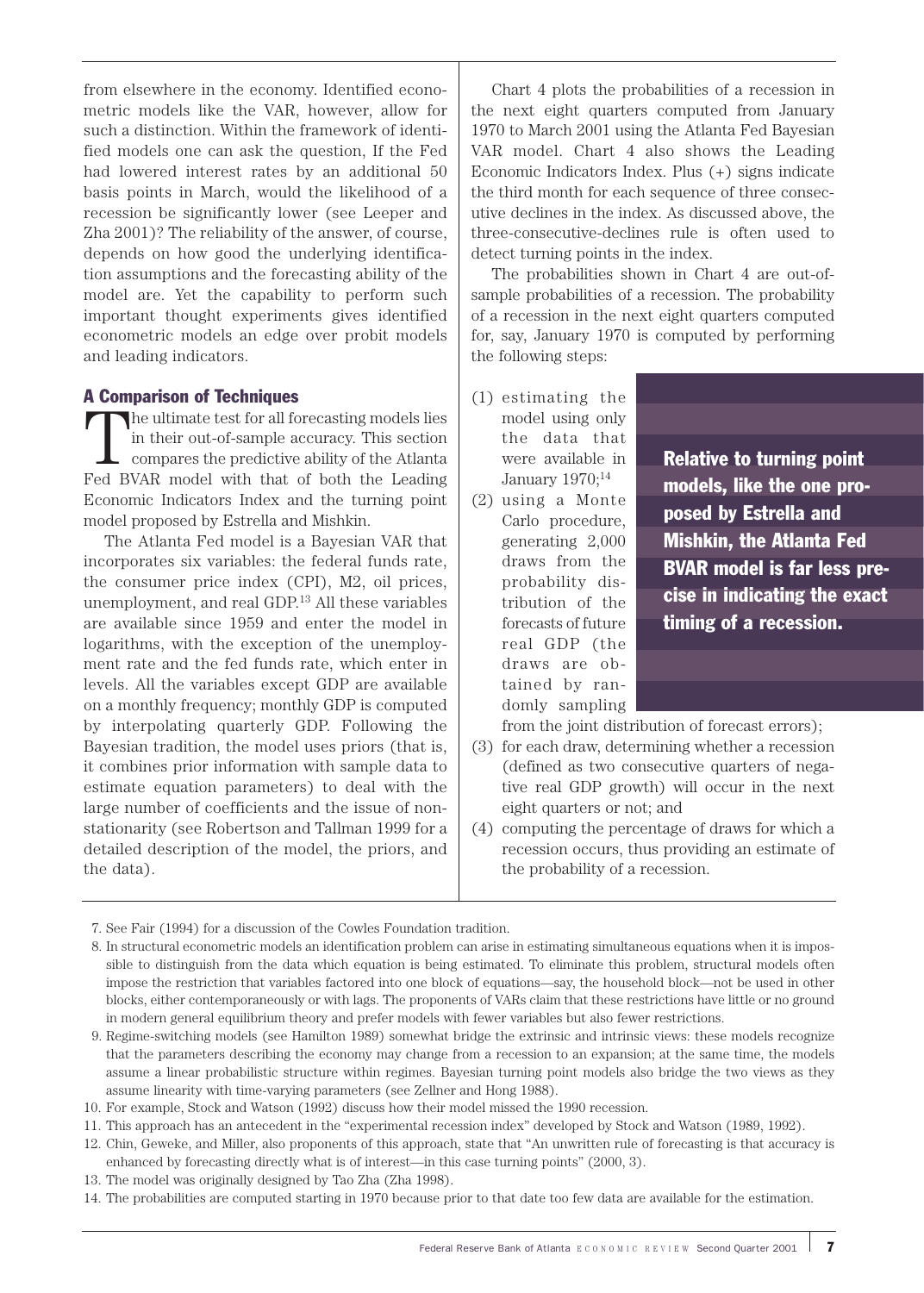from elsewhere in the economy. Identified econometric models like the VAR, however, allow for such a distinction. Within the framework of identified models one can ask the question, If the Fed had lowered interest rates by an additional 50 basis points in March, would the likelihood of a recession be significantly lower (see Leeper and Zha 2001)? The reliability of the answer, of course, depends on how good the underlying identification assumptions and the forecasting ability of the model are. Yet the capability to perform such important thought experiments gives identified econometric models an edge over probit models and leading indicators.

## A Comparison of Techniques

The ultimate test for all forecasting models lies in their out-of-sample accuracy. This section compares the predictive ability of the Atlanta Fed BVAR model with that of both the Leading Economic Indicators Index and the turning point model proposed by Estrella and Mishkin.

The Atlanta Fed model is a Bayesian VAR that incorporates six variables: the federal funds rate, the consumer price index (CPI), M2, oil prices, unemployment, and real GDP.[13] All these variables are available since 1959 and enter the model in logarithms, with the exception of the unemployment rate and the fed funds rate, which enter in levels. All the variables except GDP are available on a monthly frequency; monthly GDP is computed by interpolating quarterly GDP. Following the Bayesian tradition, the model uses priors (that is, it combines prior information with sample data to estimate equation parameters) to deal with the large number of coefficients and the issue of nonstationarity (see Robertson and Tallman 1999 for a detailed description of the model, the priors, and the data).

Chart 4 plots the probabilities of a recession in the next eight quarters computed from January 1970 to March 2001 using the Atlanta Fed Bayesian VAR model. Chart 4 also shows the Leading Economic Indicators Index. Plus (+) signs indicate the third month for each sequence of three consecutive declines in the index. As discussed above, the three-consecutive-declines rule is often used to detect turning points in the index.

The probabilities shown in Chart 4 are out-of-sample probabilities of a recession. The probability of a recession in the next eight quarters computed for, say, January 1970 is computed by performing the following steps:

(1) estimating the model using only the data that were available in January 1970;[14]
(2) using a Monte Carlo procedure, generating 2,000 draws from the probability distribution of the forecasts of future real GDP (the draws are obtained by randomly sampling from the joint distribution of forecast errors);
(3) for each draw, determining whether a recession (defined as two consecutive quarters of negative real GDP growth) will occur in the next eight quarters or not; and
(4) computing the percentage of draws for which a recession occurs, thus providing an estimate of the probability of a recession.

**Relative to turning point models, like the one proposed by Estrella and Mishkin, the Atlanta Fed BVAR model is far less precise in indicating the exact timing of a recession.**

7. See Fair (1994) for a discussion of the Cowles Foundation tradition.
8. In structural econometric models an identification problem can arise in estimating simultaneous equations when it is impossible to distinguish from the data which equation is being estimated. To eliminate this problem, structural models often impose the restriction that variables factored into one block of equations—say, the household block—not be used in other blocks, either contemporaneously or with lags. The proponents of VARs claim that these restrictions have little or no ground in modern general equilibrium theory and prefer models with fewer variables but also fewer restrictions.
9. Regime-switching models (see Hamilton 1989) somewhat bridge the extrinsic and intrinsic views: these models recognize that the parameters describing the economy may change from a recession to an expansion; at the same time, the models assume a linear probabilistic structure within regimes. Bayesian turning point models also bridge the two views as they assume linearity with time-varying parameters (see Zellner and Hong 1988).
10. For example, Stock and Watson (1992) discuss how their model missed the 1990 recession.
11. This approach has an antecedent in the "experimental recession index" developed by Stock and Watson (1989, 1992).
12. Chin, Geweke, and Miller, also proponents of this approach, state that "An unwritten rule of forecasting is that accuracy is enhanced by forecasting directly what is of interest—in this case turning points" (2000, 3).
13. The model was originally designed by Tao Zha (Zha 1998).
14. The probabilities are computed starting in 1970 because prior to that date too few data are available for the estimation.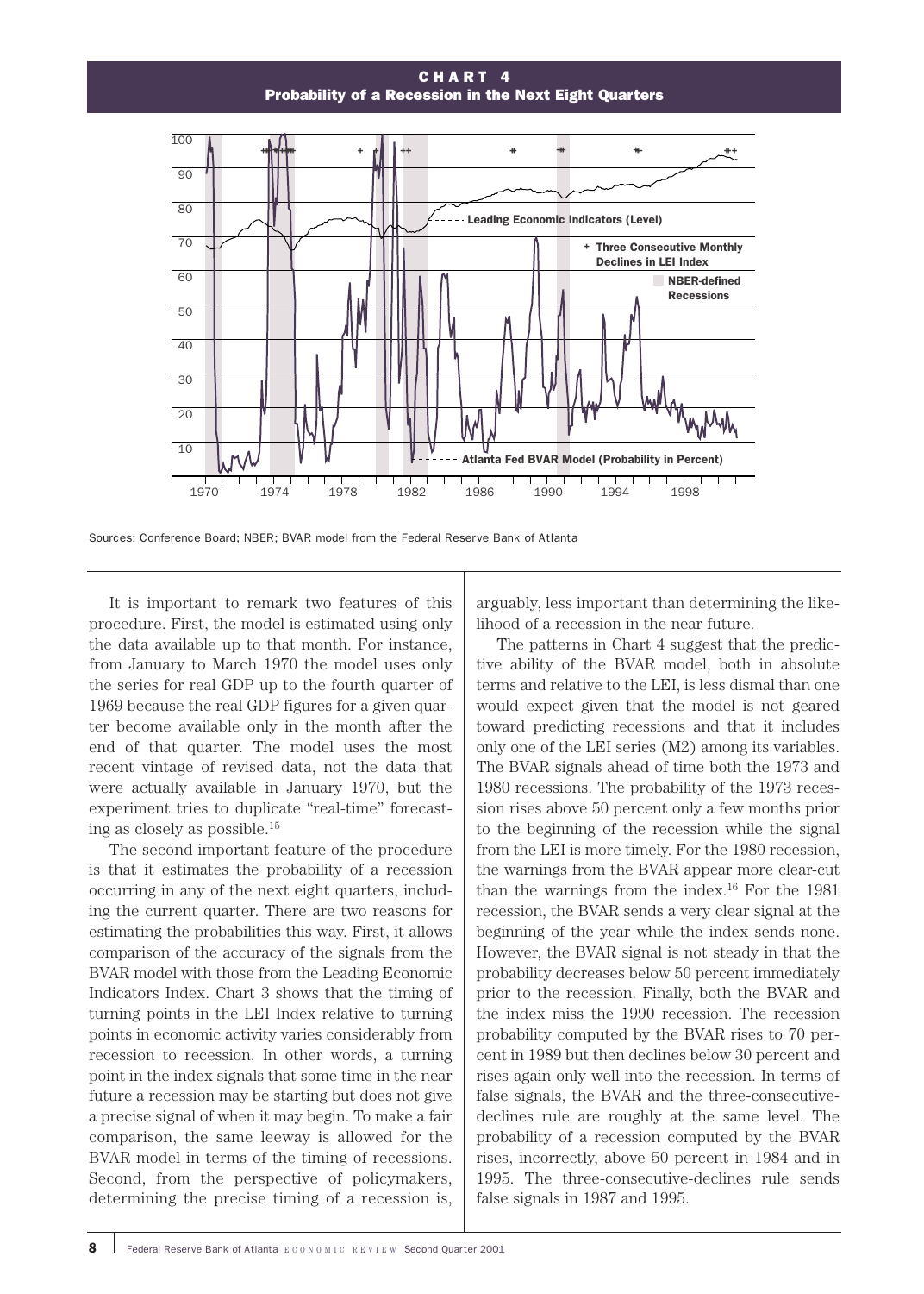**CHART 4**
**Probability of a Recession in the Next Eight Quarters**

100
90
80
70
60
50
40
30
20
10

1970 1974 1978 1982 1986 1990 1994 1998

Leading Economic Indicators (Level)

+ Three Consecutive Monthly Declines in LEI Index

NBER-defined Recessions

Atlanta Fed BVAR Model (Probability in Percent)

Sources: Conference Board; NBER; BVAR model from the Federal Reserve Bank of Atlanta

It is important to remark two features of this procedure. First, the model is estimated using only the data available up to that month. For instance, from January to March 1970 the model uses only the series for real GDP up to the fourth quarter of 1969 because the real GDP figures for a given quarter become available only in the month after the end of that quarter. The model uses the most recent vintage of revised data, not the data that were actually available in January 1970, but the experiment tries to duplicate "real-time" forecasting as closely as possible.[15]

The second important feature of the procedure is that it estimates the probability of a recession occurring in any of the next eight quarters, including the current quarter. There are two reasons for estimating the probabilities this way. First, it allows comparison of the accuracy of the signals from the BVAR model with those from the Leading Economic Indicators Index. Chart 3 shows that the timing of turning points in the LEI Index relative to turning points in economic activity varies considerably from recession to recession. In other words, a turning point in the index signals that some time in the near future a recession may be starting but does not give a precise signal of when it may begin. To make a fair comparison, the same leeway is allowed for the BVAR model in terms of the timing of recessions. Second, from the perspective of policymakers, determining the precise timing of a recession is, arguably, less important than determining the likelihood of a recession in the near future.

The patterns in Chart 4 suggest that the predictive ability of the BVAR model, both in absolute terms and relative to the LEI, is less dismal than one would expect given that the model is not geared toward predicting recessions and that it includes only one of the LEI series (M2) among its variables. The BVAR signals ahead of time both the 1973 and 1980 recessions. The probability of the 1973 recession rises above 50 percent only a few months prior to the beginning of the recession while the signal from the LEI is more timely. For the 1980 recession, the warnings from the BVAR appear more clear-cut than the warnings from the index.[16] For the 1981 recession, the BVAR sends a very clear signal at the beginning of the year while the index sends none. However, the BVAR signal is not steady in that the probability decreases below 50 percent immediately prior to the recession. Finally, both the BVAR and the index miss the 1990 recession. The recession probability computed by the BVAR rises to 70 percent in 1989 but then declines below 30 percent and rises again only well into the recession. In terms of false signals, the BVAR and the three-consecutive-declines rule are roughly at the same level. The probability of a recession computed by the BVAR rises, incorrectly, above 50 percent in 1984 and in 1995. The three-consecutive-declines rule sends false signals in 1987 and 1995.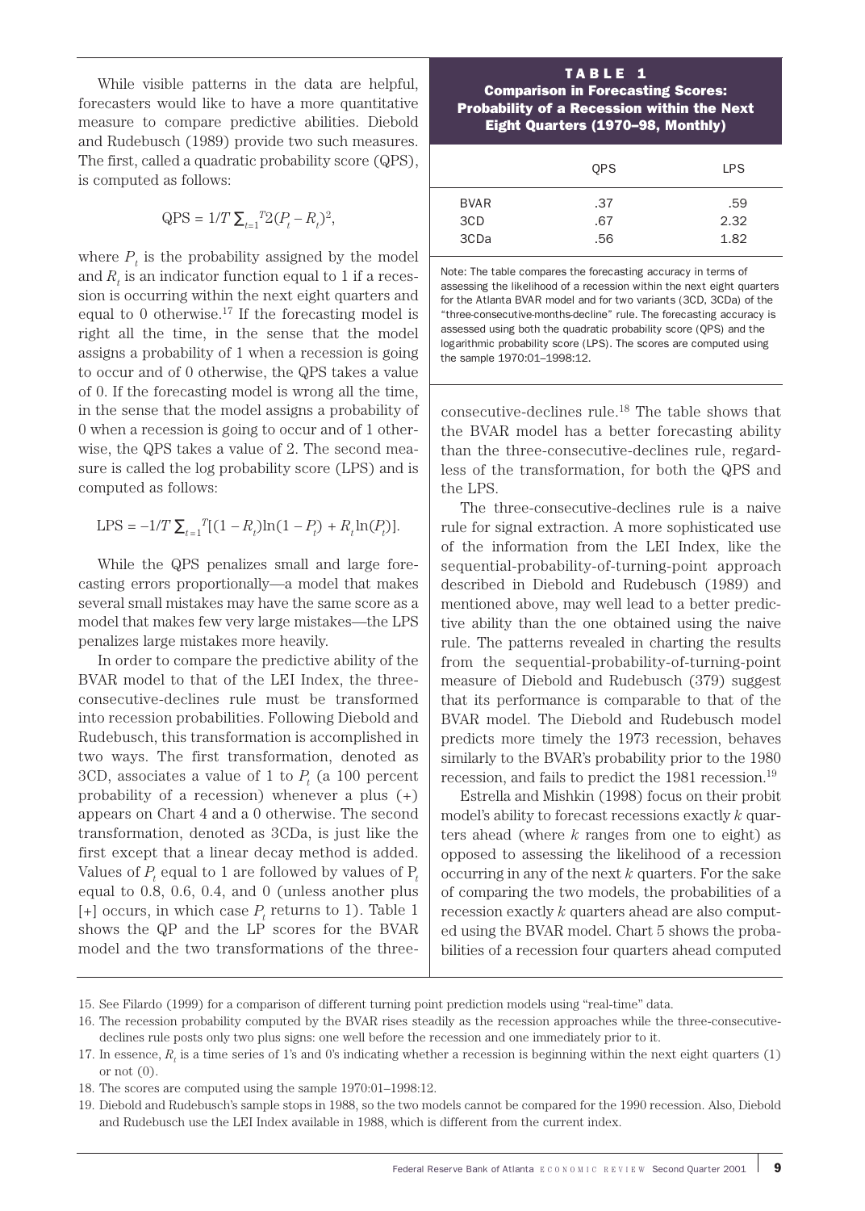While visible patterns in the data are helpful, forecasters would like to have a more quantitative measure to compare predictive abilities. Diebold and Rudebusch (1989) provide two such measures. The first, called a quadratic probability score (QPS), is computed as follows:

$$\text{QPS} = 1/T \sum_{t=1}^{T} 2(P_t - R_t)^2,$$

where $P_t$ is the probability assigned by the model and $R_t$ is an indicator function equal to 1 if a recession is occurring within the next eight quarters and equal to 0 otherwise.[17] If the forecasting model is right all the time, in the sense that the model assigns a probability of 1 when a recession is going to occur and of 0 otherwise, the QPS takes a value of 0. If the forecasting model is wrong all the time, in the sense that the model assigns a probability of 0 when a recession is going to occur and of 1 otherwise, the QPS takes a value of 2. The second measure is called the log probability score (LPS) and is computed as follows:

$$\text{LPS} = -1/T \sum_{t=1}^{T} [(1 - R_t)\ln(1 - P_t) + R_t \ln(P_t)].$$

While the QPS penalizes small and large forecasting errors proportionally—a model that makes several small mistakes may have the same score as a model that makes few very large mistakes—the LPS penalizes large mistakes more heavily.

In order to compare the predictive ability of the BVAR model to that of the LEI Index, the three-consecutive-declines rule must be transformed into recession probabilities. Following Diebold and Rudebusch, this transformation is accomplished in two ways. The first transformation, denoted as 3CD, associates a value of 1 to $P_t$ (a 100 percent probability of a recession) whenever a plus (+) appears on Chart 4 and a 0 otherwise. The second transformation, denoted as 3CDa, is just like the first except that a linear decay method is added. Values of $P_t$ equal to 1 are followed by values of $P_t$ equal to 0.8, 0.6, 0.4, and 0 (unless another plus [+] occurs, in which case $P_t$ returns to 1). Table 1 shows the QP and the LP scores for the BVAR model and the two transformations of the three-consecutive-declines rule.[18] The table shows that the BVAR model has a better forecasting ability than the three-consecutive-declines rule, regardless of the transformation, for both the QPS and the LPS.

**TABLE 1**
**Comparison in Forecasting Scores: Probability of a Recession within the Next Eight Quarters (1970–98, Monthly)**

| | QPS | LPS |
|---|---|---|
| BVAR | .37 | .59 |
| 3CD | .67 | 2.32 |
| 3CDa | .56 | 1.82 |

Note: The table compares the forecasting accuracy in terms of assessing the likelihood of a recession within the next eight quarters for the Atlanta BVAR model and for two variants (3CD, 3CDa) of the "three-consecutive-months-decline" rule. The forecasting accuracy is assessed using both the quadratic probability score (QPS) and the logarithmic probability score (LPS). The scores are computed using the sample 1970:01–1998:12.

The three-consecutive-declines rule is a naive rule for signal extraction. A more sophisticated use of the information from the LEI Index, like the sequential-probability-of-turning-point approach described in Diebold and Rudebusch (1989) and mentioned above, may well lead to a better predictive ability than the one obtained using the naive rule. The patterns revealed in charting the results from the sequential-probability-of-turning-point measure of Diebold and Rudebusch (379) suggest that its performance is comparable to that of the BVAR model. The Diebold and Rudebusch model predicts more timely the 1973 recession, behaves similarly to the BVAR's probability prior to the 1980 recession, and fails to predict the 1981 recession.[19]

Estrella and Mishkin (1998) focus on their probit model's ability to forecast recessions exactly *k* quarters ahead (where *k* ranges from one to eight) as opposed to assessing the likelihood of a recession occurring in any of the next *k* quarters. For the sake of comparing the two models, the probabilities of a recession exactly *k* quarters ahead are also computed using the BVAR model. Chart 5 shows the probabilities of a recession four quarters ahead computed

15. See Filardo (1999) for a comparison of different turning point prediction models using "real-time" data.

16. The recession probability computed by the BVAR rises steadily as the recession approaches while the three-consecutive-declines rule posts only two plus signs: one well before the recession and one immediately prior to it.

17. In essence, $R_t$ is a time series of 1's and 0's indicating whether a recession is beginning within the next eight quarters (1) or not (0).

18. The scores are computed using the sample 1970:01–1998:12.

19. Diebold and Rudebusch's sample stops in 1988, so the two models cannot be compared for the 1990 recession. Also, Diebold and Rudebusch use the LEI Index available in 1988, which is different from the current index.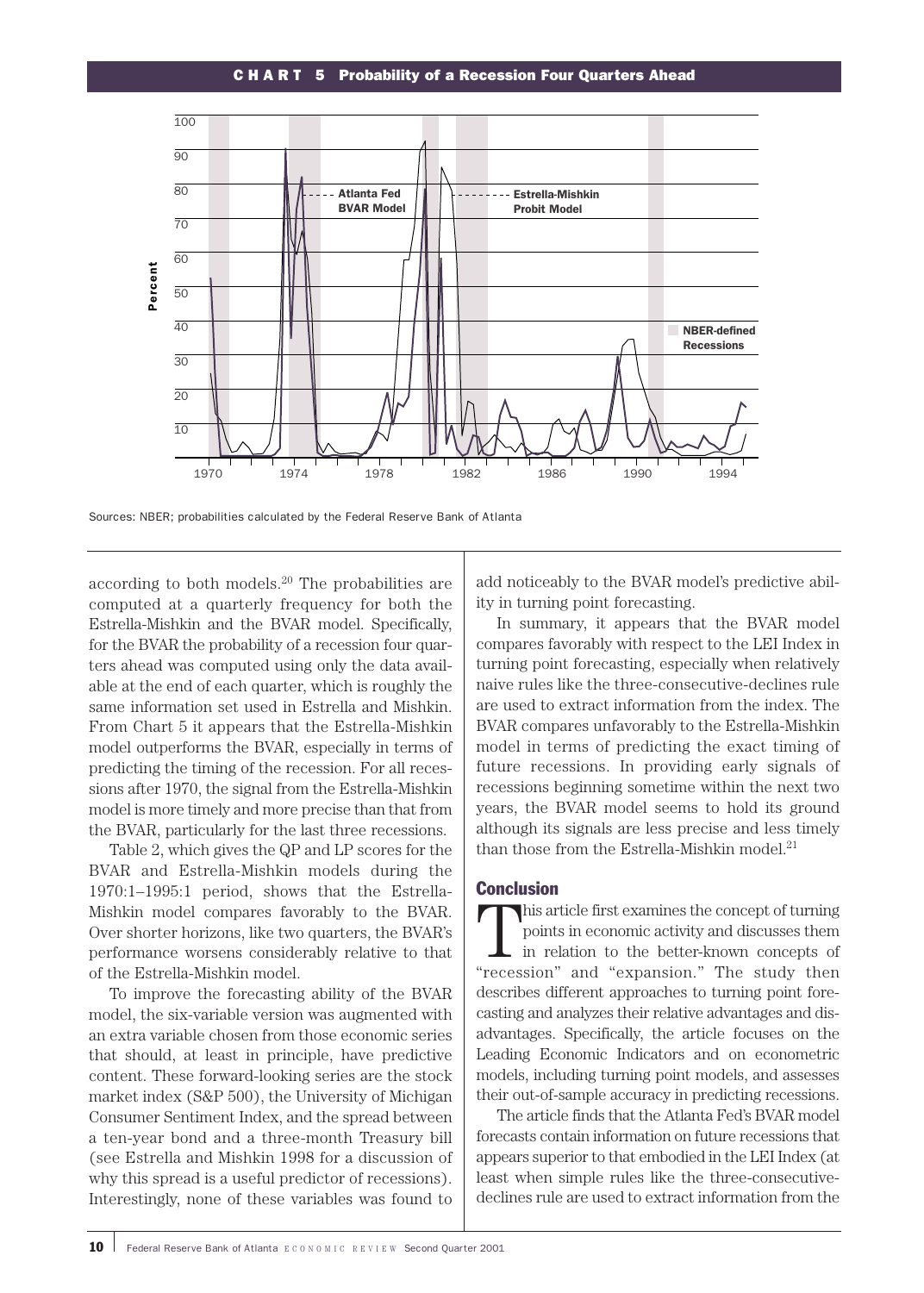**CHART 5 Probability of a Recession Four Quarters Ahead**

100
90
80
70
60
50
40
30
20
10

Percent

Atlanta Fed BVAR Model

Estrella-Mishkin Probit Model

NBER-defined Recessions

1970 1974 1978 1982 1986 1990 1994

Sources: NBER; probabilities calculated by the Federal Reserve Bank of Atlanta

according to both models.[20] The probabilities are computed at a quarterly frequency for both the Estrella-Mishkin and the BVAR model. Specifically, for the BVAR the probability of a recession four quarters ahead was computed using only the data available at the end of each quarter, which is roughly the same information set used in Estrella and Mishkin. From Chart 5 it appears that the Estrella-Mishkin model outperforms the BVAR, especially in terms of predicting the timing of the recession. For all recessions after 1970, the signal from the Estrella-Mishkin model is more timely and more precise than that from the BVAR, particularly for the last three recessions.

Table 2, which gives the QP and LP scores for the BVAR and Estrella-Mishkin models during the 1970:1–1995:1 period, shows that the Estrella-Mishkin model compares favorably to the BVAR. Over shorter horizons, like two quarters, the BVAR's performance worsens considerably relative to that of the Estrella-Mishkin model.

To improve the forecasting ability of the BVAR model, the six-variable version was augmented with an extra variable chosen from those economic series that should, at least in principle, have predictive content. These forward-looking series are the stock market index (S&P 500), the University of Michigan Consumer Sentiment Index, and the spread between a ten-year bond and a three-month Treasury bill (see Estrella and Mishkin 1998 for a discussion of why this spread is a useful predictor of recessions). Interestingly, none of these variables was found to add noticeably to the BVAR model's predictive ability in turning point forecasting.

In summary, it appears that the BVAR model compares favorably with respect to the LEI Index in turning point forecasting, especially when relatively naive rules like the three-consecutive-declines rule are used to extract information from the index. The BVAR compares unfavorably to the Estrella-Mishkin model in terms of predicting the exact timing of future recessions. In providing early signals of recessions beginning sometime within the next two years, the BVAR model seems to hold its ground although its signals are less precise and less timely than those from the Estrella-Mishkin model.[21]

## Conclusion

This article first examines the concept of turning points in economic activity and discusses them in relation to the better-known concepts of "recession" and "expansion." The study then describes different approaches to turning point forecasting and analyzes their relative advantages and disadvantages. Specifically, the article focuses on the Leading Economic Indicators and on econometric models, including turning point models, and assesses their out-of-sample accuracy in predicting recessions.

The article finds that the Atlanta Fed's BVAR model forecasts contain information on future recessions that appears superior to that embodied in the LEI Index (at least when simple rules like the three-consecutive-declines rule are used to extract information from the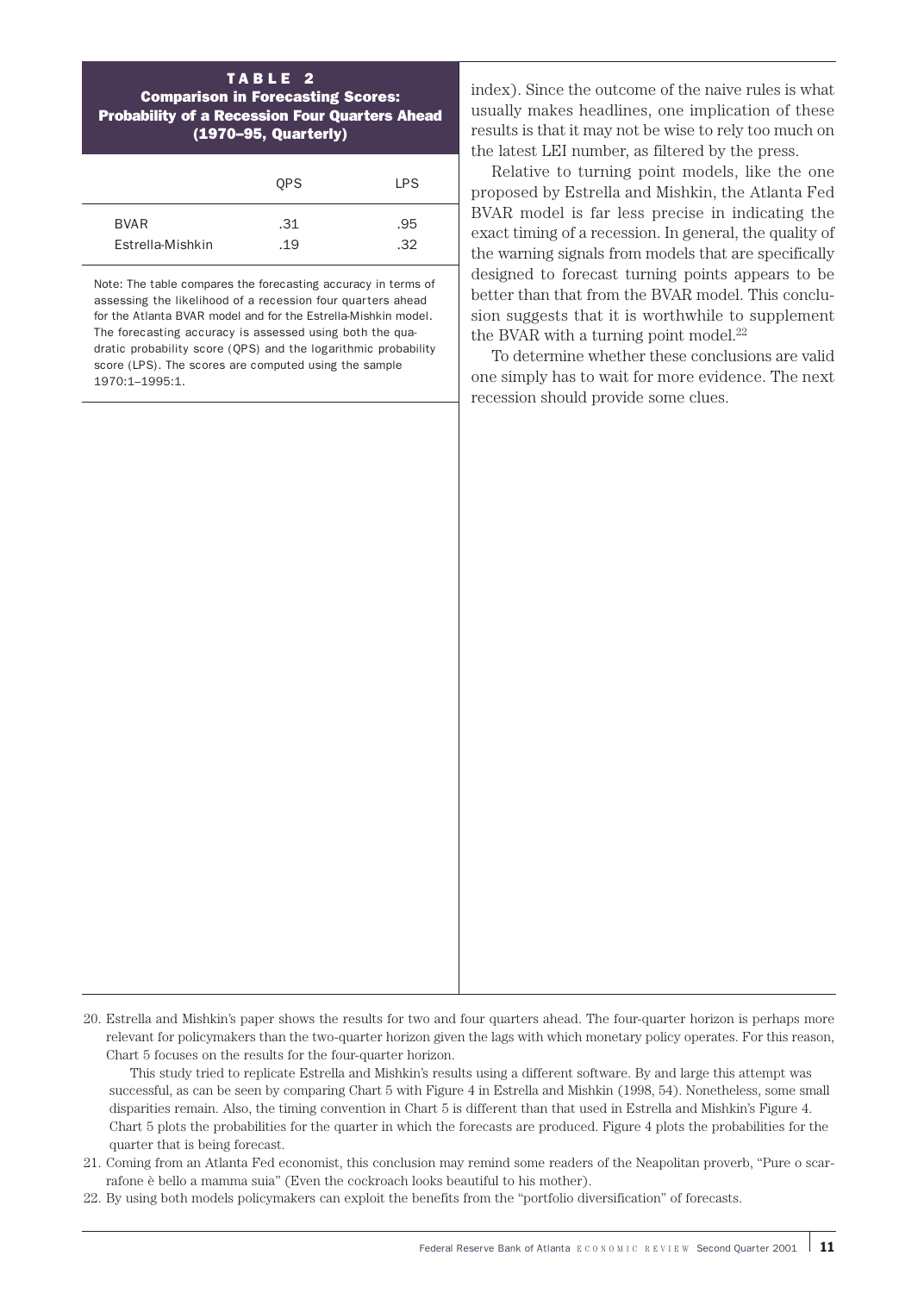**TABLE 2**
**Comparison in Forecasting Scores: Probability of a Recession Four Quarters Ahead (1970–95, Quarterly)**

| | QPS | LPS |
|---|---|---|
| BVAR | .31 | .95 |
| Estrella-Mishkin | .19 | .32 |

Note: The table compares the forecasting accuracy in terms of assessing the likelihood of a recession four quarters ahead for the Atlanta BVAR model and for the Estrella-Mishkin model. The forecasting accuracy is assessed using both the quadratic probability score (QPS) and the logarithmic probability score (LPS). The scores are computed using the sample 1970:1–1995:1.

index). Since the outcome of the naive rules is what usually makes headlines, one implication of these results is that it may not be wise to rely too much on the latest LEI number, as filtered by the press.

Relative to turning point models, like the one proposed by Estrella and Mishkin, the Atlanta Fed BVAR model is far less precise in indicating the exact timing of a recession. In general, the quality of the warning signals from models that are specifically designed to forecast turning points appears to be better than that from the BVAR model. This conclusion suggests that it is worthwhile to supplement the BVAR with a turning point model.[22]

To determine whether these conclusions are valid one simply has to wait for more evidence. The next recession should provide some clues.

20. Estrella and Mishkin's paper shows the results for two and four quarters ahead. The four-quarter horizon is perhaps more relevant for policymakers than the two-quarter horizon given the lags with which monetary policy operates. For this reason, Chart 5 focuses on the results for the four-quarter horizon.

    This study tried to replicate Estrella and Mishkin's results using a different software. By and large this attempt was successful, as can be seen by comparing Chart 5 with Figure 4 in Estrella and Mishkin (1998, 54). Nonetheless, some small disparities remain. Also, the timing convention in Chart 5 is different than that used in Estrella and Mishkin's Figure 4. Chart 5 plots the probabilities for the quarter in which the forecasts are produced. Figure 4 plots the probabilities for the quarter that is being forecast.

21. Coming from an Atlanta Fed economist, this conclusion may remind some readers of the Neapolitan proverb, "Pure o scarrafone è bello a mamma suia" (Even the cockroach looks beautiful to his mother).

22. By using both models policymakers can exploit the benefits from the "portfolio diversification" of forecasts.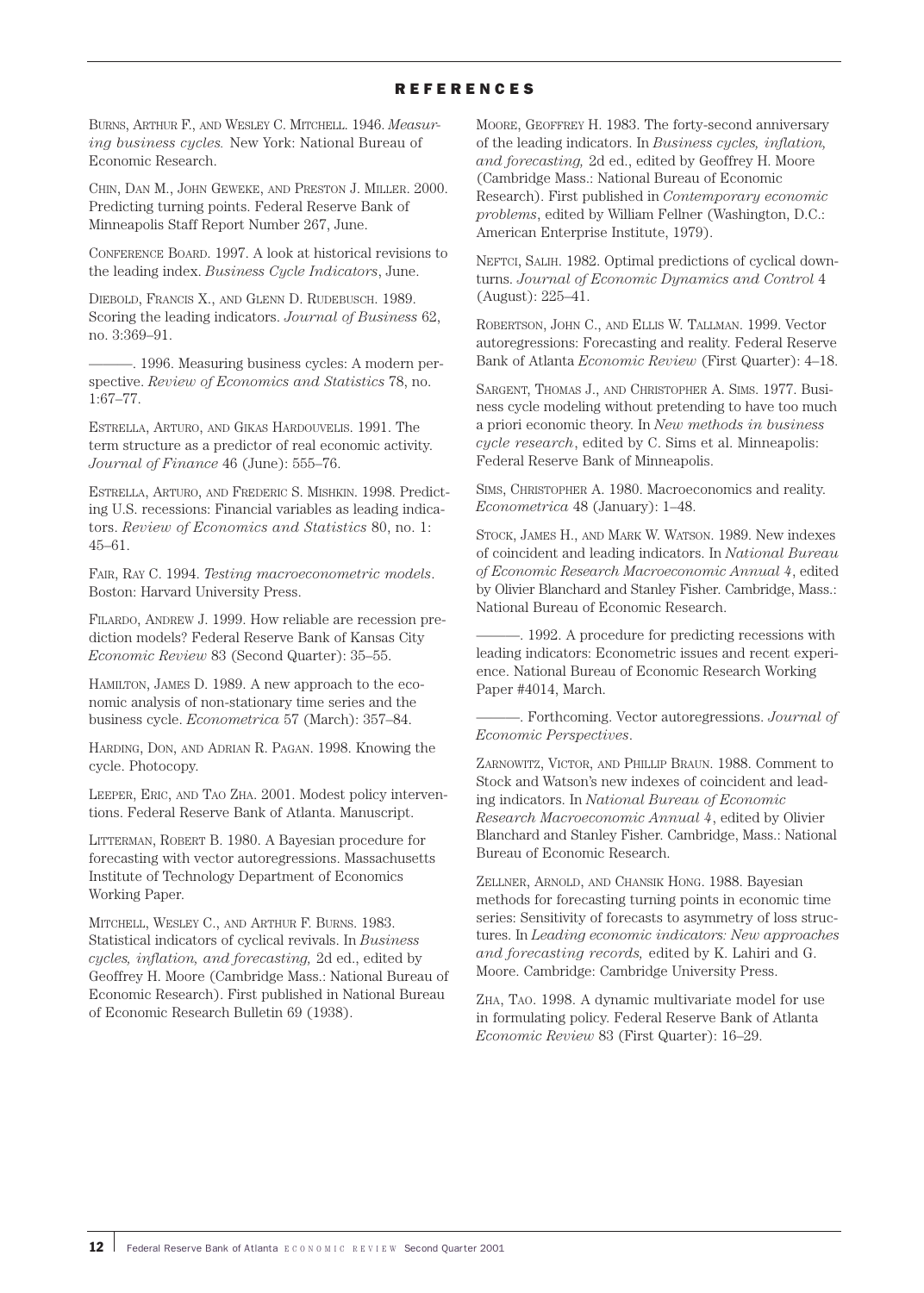## REFERENCES

Burns, Arthur F., and Wesley C. Mitchell. 1946. *Measuring business cycles.* New York: National Bureau of Economic Research.

Chin, Dan M., John Geweke, and Preston J. Miller. 2000. Predicting turning points. Federal Reserve Bank of Minneapolis Staff Report Number 267, June.

Conference Board. 1997. A look at historical revisions to the leading index. *Business Cycle Indicators*, June.

Diebold, Francis X., and Glenn D. Rudebusch. 1989. Scoring the leading indicators. *Journal of Business* 62, no. 3:369–91.

———. 1996. Measuring business cycles: A modern perspective. *Review of Economics and Statistics* 78, no. 1:67–77.

Estrella, Arturo, and Gikas Hardouvelis. 1991. The term structure as a predictor of real economic activity. *Journal of Finance* 46 (June): 555–76.

Estrella, Arturo, and Frederic S. Mishkin. 1998. Predicting U.S. recessions: Financial variables as leading indicators. *Review of Economics and Statistics* 80, no. 1: 45–61.

Fair, Ray C. 1994. *Testing macroeconometric models*. Boston: Harvard University Press.

Filardo, Andrew J. 1999. How reliable are recession prediction models? Federal Reserve Bank of Kansas City *Economic Review* 83 (Second Quarter): 35–55.

Hamilton, James D. 1989. A new approach to the economic analysis of non-stationary time series and the business cycle. *Econometrica* 57 (March): 357–84.

Harding, Don, and Adrian R. Pagan. 1998. Knowing the cycle. Photocopy.

Leeper, Eric, and Tao Zha. 2001. Modest policy interventions. Federal Reserve Bank of Atlanta. Manuscript.

Litterman, Robert B. 1980. A Bayesian procedure for forecasting with vector autoregressions. Massachusetts Institute of Technology Department of Economics Working Paper.

Mitchell, Wesley C., and Arthur F. Burns. 1983. Statistical indicators of cyclical revivals. In *Business cycles, inflation, and forecasting,* 2d ed., edited by Geoffrey H. Moore (Cambridge Mass.: National Bureau of Economic Research). First published in National Bureau of Economic Research Bulletin 69 (1938).

Moore, Geoffrey H. 1983. The forty-second anniversary of the leading indicators. In *Business cycles, inflation, and forecasting,* 2d ed., edited by Geoffrey H. Moore (Cambridge Mass.: National Bureau of Economic Research). First published in *Contemporary economic problems*, edited by William Fellner (Washington, D.C.: American Enterprise Institute, 1979).

Neftci, Salih. 1982. Optimal predictions of cyclical downturns. *Journal of Economic Dynamics and Control* 4 (August): 225–41.

Robertson, John C., and Ellis W. Tallman. 1999. Vector autoregressions: Forecasting and reality. Federal Reserve Bank of Atlanta *Economic Review* (First Quarter): 4–18.

Sargent, Thomas J., and Christopher A. Sims. 1977. Business cycle modeling without pretending to have too much a priori economic theory. In *New methods in business cycle research*, edited by C. Sims et al. Minneapolis: Federal Reserve Bank of Minneapolis.

Sims, Christopher A. 1980. Macroeconomics and reality. *Econometrica* 48 (January): 1–48.

Stock, James H., and Mark W. Watson. 1989. New indexes of coincident and leading indicators. In *National Bureau of Economic Research Macroeconomic Annual 4*, edited by Olivier Blanchard and Stanley Fisher. Cambridge, Mass.: National Bureau of Economic Research.

———. 1992. A procedure for predicting recessions with leading indicators: Econometric issues and recent experience. National Bureau of Economic Research Working Paper #4014, March.

———. Forthcoming. Vector autoregressions. *Journal of Economic Perspectives*.

Zarnowitz, Victor, and Phillip Braun. 1988. Comment to Stock and Watson's new indexes of coincident and leading indicators. In *National Bureau of Economic Research Macroeconomic Annual 4*, edited by Olivier Blanchard and Stanley Fisher. Cambridge, Mass.: National Bureau of Economic Research.

Zellner, Arnold, and Chansik Hong. 1988. Bayesian methods for forecasting turning points in economic time series: Sensitivity of forecasts to asymmetry of loss structures. In *Leading economic indicators: New approaches and forecasting records,* edited by K. Lahiri and G. Moore. Cambridge: Cambridge University Press.

Zha, Tao. 1998. A dynamic multivariate model for use in formulating policy. Federal Reserve Bank of Atlanta *Economic Review* 83 (First Quarter): 16–29.